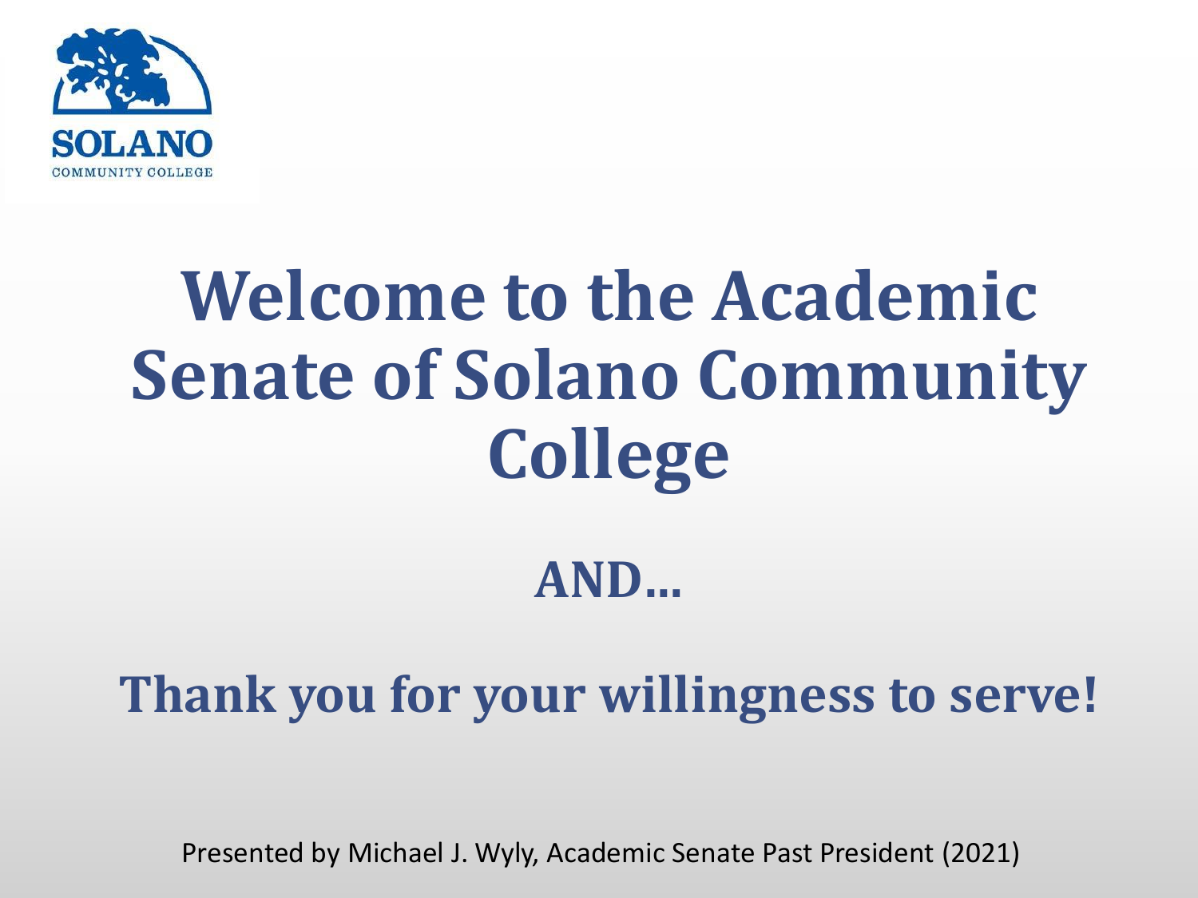SOLANO
COMMUNITY COLLEGE

# Welcome to the Academic Senate of Solano Community College

## AND…

## Thank you for your willingness to serve!

Presented by Michael J. Wyly, Academic Senate Past President (2021)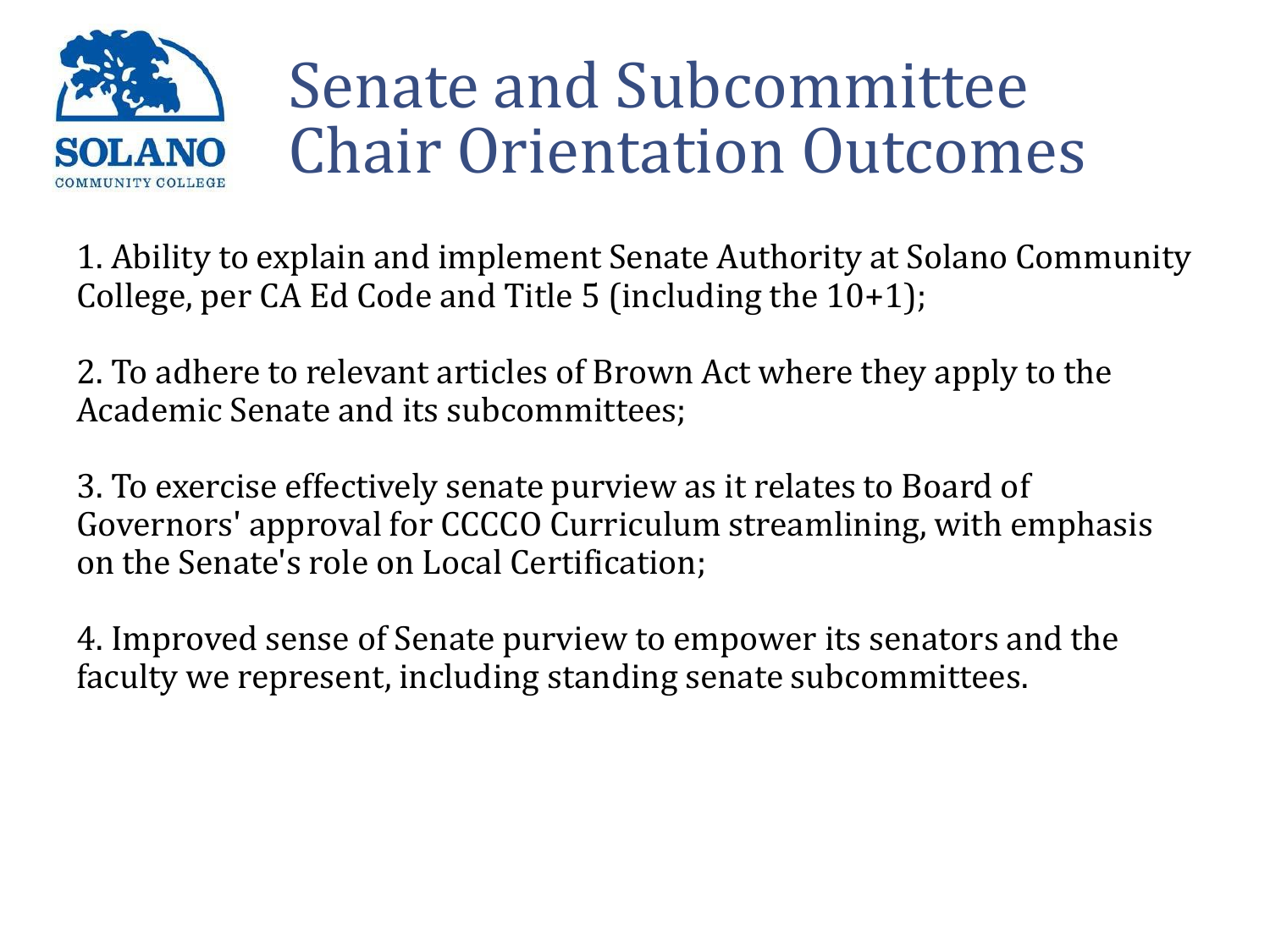# Senate and Subcommittee Chair Orientation Outcomes

1. Ability to explain and implement Senate Authority at Solano Community College, per CA Ed Code and Title 5 (including the 10+1);

2. To adhere to relevant articles of Brown Act where they apply to the Academic Senate and its subcommittees;

3. To exercise effectively senate purview as it relates to Board of Governors' approval for CCCCO Curriculum streamlining, with emphasis on the Senate's role on Local Certification;

4. Improved sense of Senate purview to empower its senators and the faculty we represent, including standing senate subcommittees.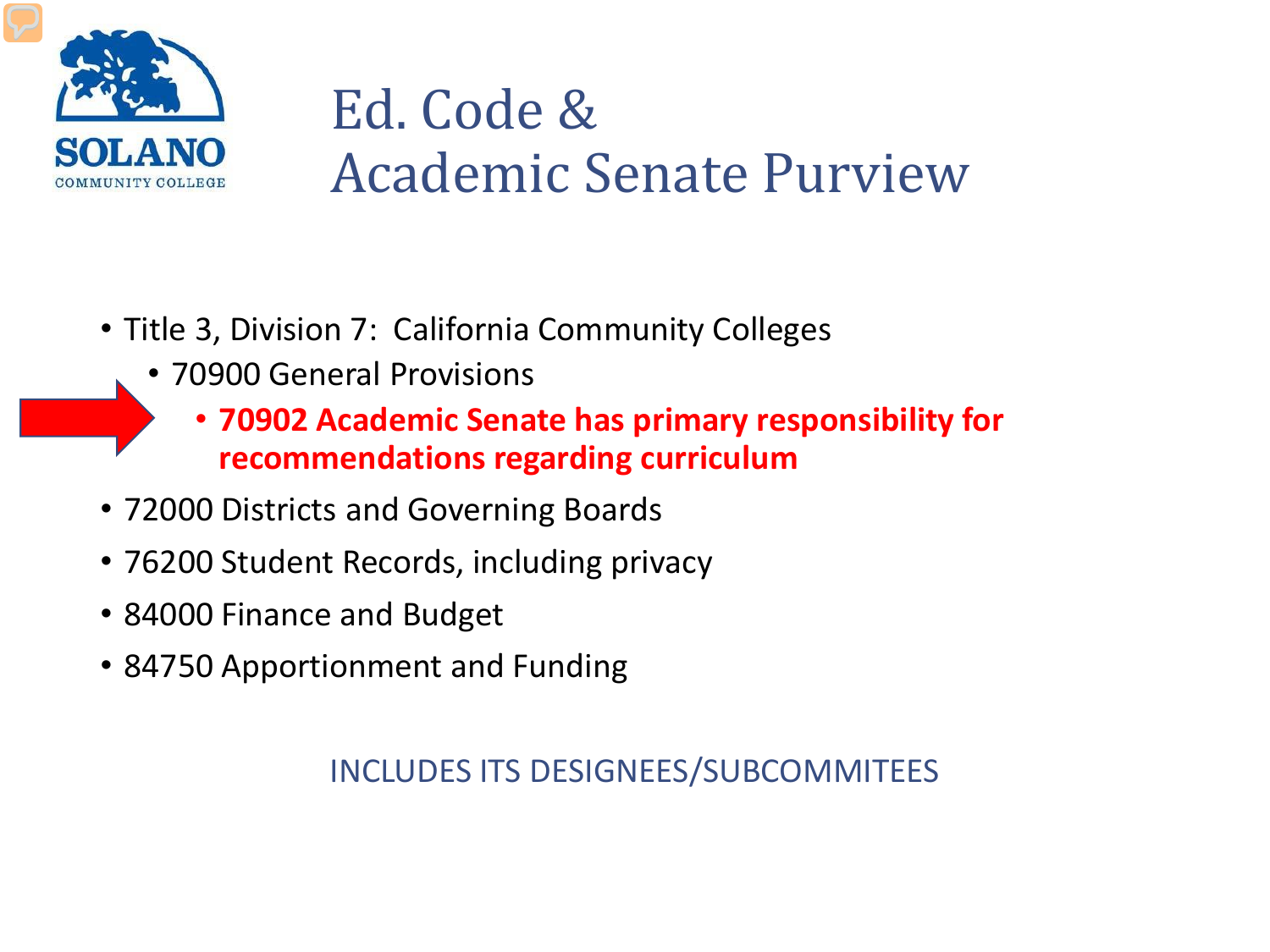# Ed. Code & Academic Senate Purview

- Title 3, Division 7: California Community Colleges
  - 70900 General Provisions
    - **70902 Academic Senate has primary responsibility for recommendations regarding curriculum**
- 72000 Districts and Governing Boards
- 76200 Student Records, including privacy
- 84000 Finance and Budget
- 84750 Apportionment and Funding

INCLUDES ITS DESIGNEES/SUBCOMMITEES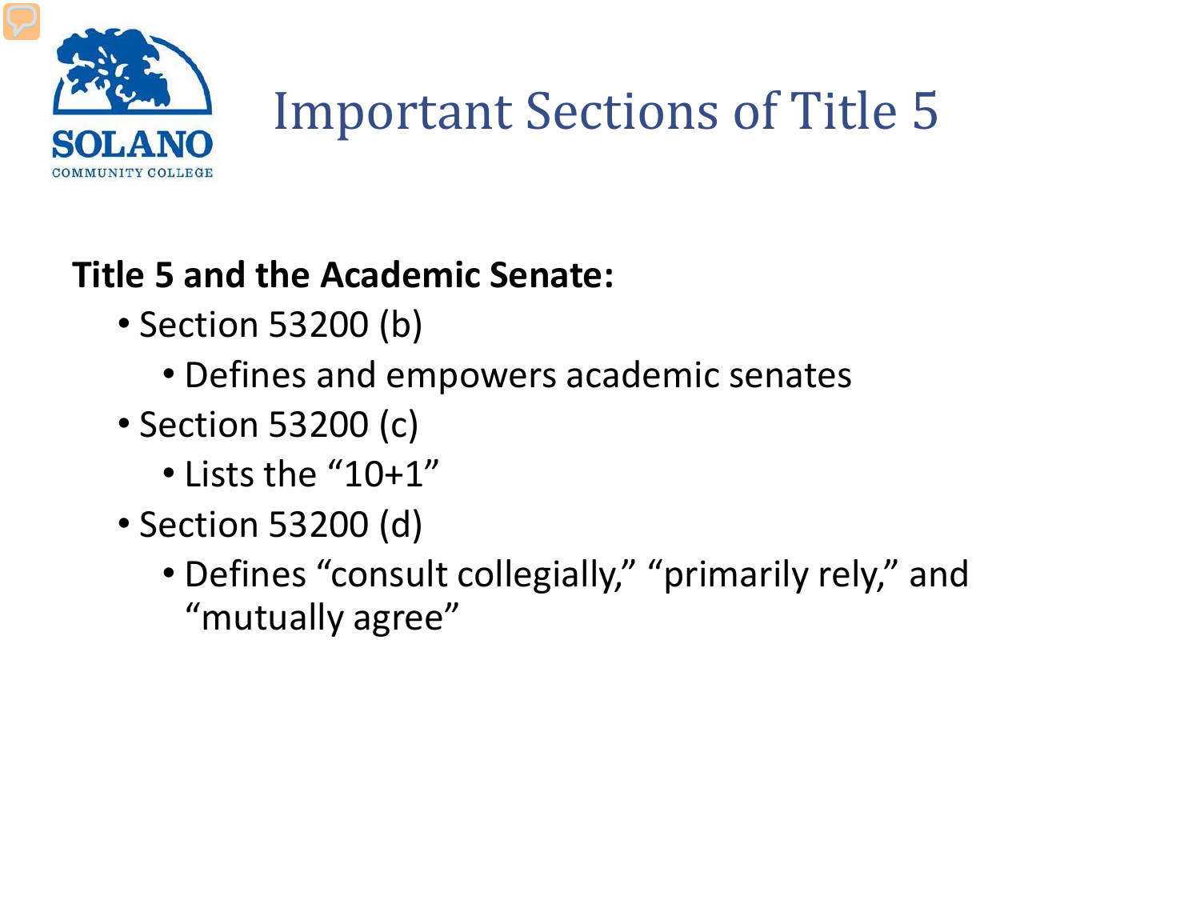# Important Sections of Title 5

**Title 5 and the Academic Senate:**

- Section 53200 (b)
  - Defines and empowers academic senates
- Section 53200 (c)
  - Lists the "10+1"
- Section 53200 (d)
  - Defines "consult collegially," "primarily rely," and "mutually agree"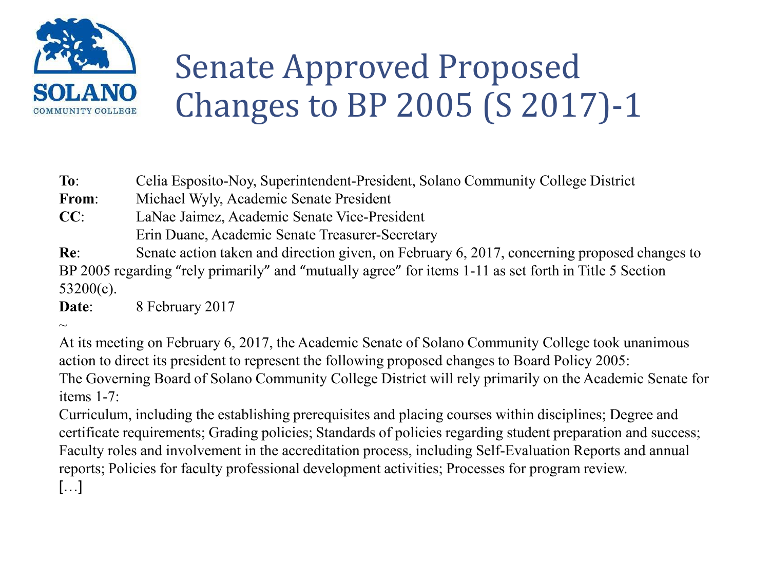# Senate Approved Proposed Changes to BP 2005 (S 2017)-1

**To**: Celia Esposito-Noy, Superintendent-President, Solano Community College District
**From**: Michael Wyly, Academic Senate President
**CC**: LaNae Jaimez, Academic Senate Vice-President
Erin Duane, Academic Senate Treasurer-Secretary
**Re**: Senate action taken and direction given, on February 6, 2017, concerning proposed changes to BP 2005 regarding "rely primarily" and "mutually agree" for items 1-11 as set forth in Title 5 Section 53200(c).
**Date**: 8 February 2017

~

At its meeting on February 6, 2017, the Academic Senate of Solano Community College took unanimous action to direct its president to represent the following proposed changes to Board Policy 2005:
The Governing Board of Solano Community College District will rely primarily on the Academic Senate for items 1-7:
Curriculum, including the establishing prerequisites and placing courses within disciplines; Degree and certificate requirements; Grading policies; Standards of policies regarding student preparation and success; Faculty roles and involvement in the accreditation process, including Self-Evaluation Reports and annual reports; Policies for faculty professional development activities; Processes for program review.
[…]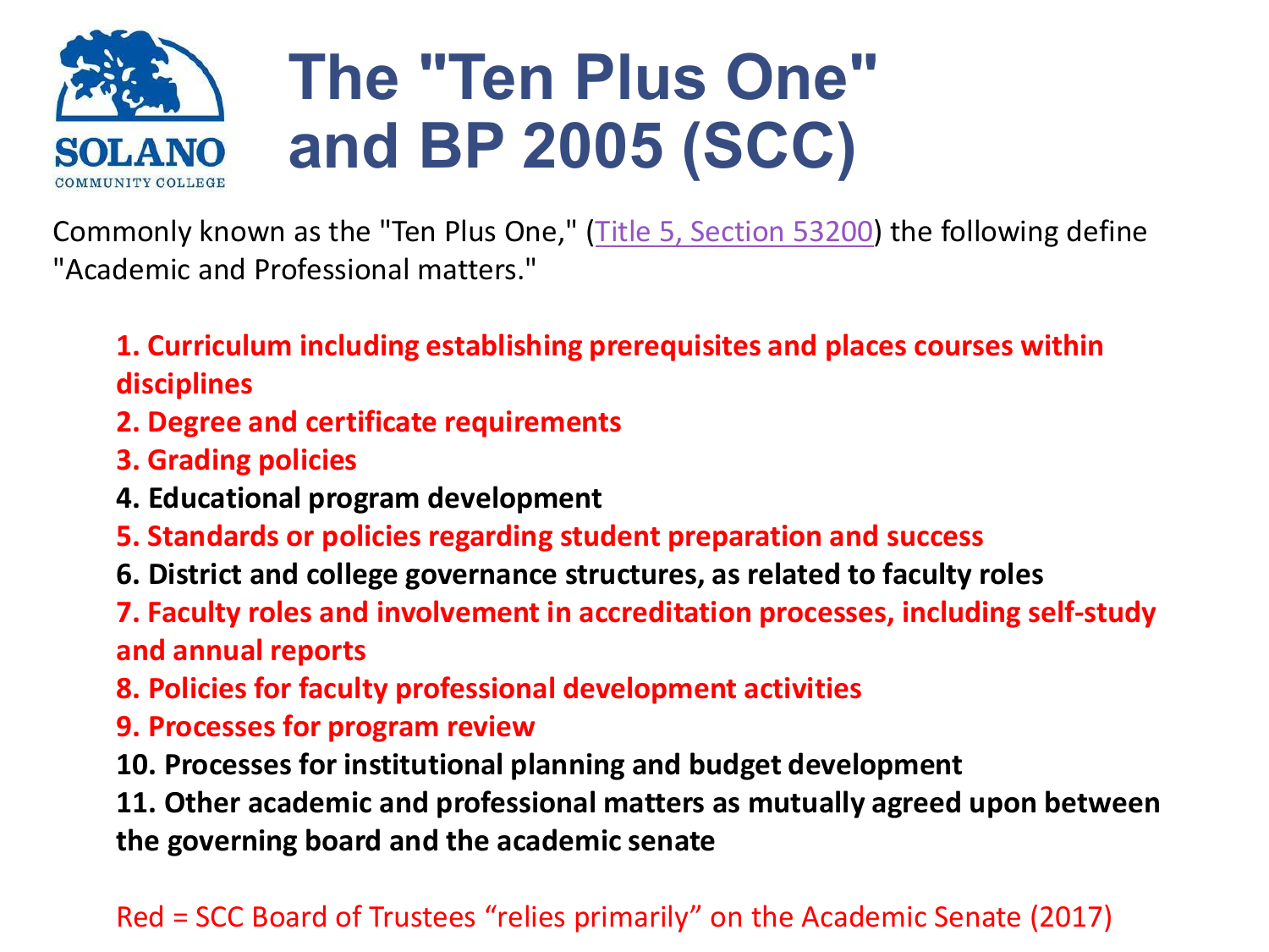# The "Ten Plus One" and BP 2005 (SCC)

Commonly known as the "Ten Plus One," (Title 5, Section 53200) the following define "Academic and Professional matters."

1. **Curriculum including establishing prerequisites and places courses within disciplines**
2. **Degree and certificate requirements**
3. **Grading policies**
4. **Educational program development**
5. **Standards or policies regarding student preparation and success**
6. **District and college governance structures, as related to faculty roles**
7. **Faculty roles and involvement in accreditation processes, including self-study and annual reports**
8. **Policies for faculty professional development activities**
9. **Processes for program review**
10. **Processes for institutional planning and budget development**
11. **Other academic and professional matters as mutually agreed upon between the governing board and the academic senate**

Red = SCC Board of Trustees “relies primarily” on the Academic Senate (2017)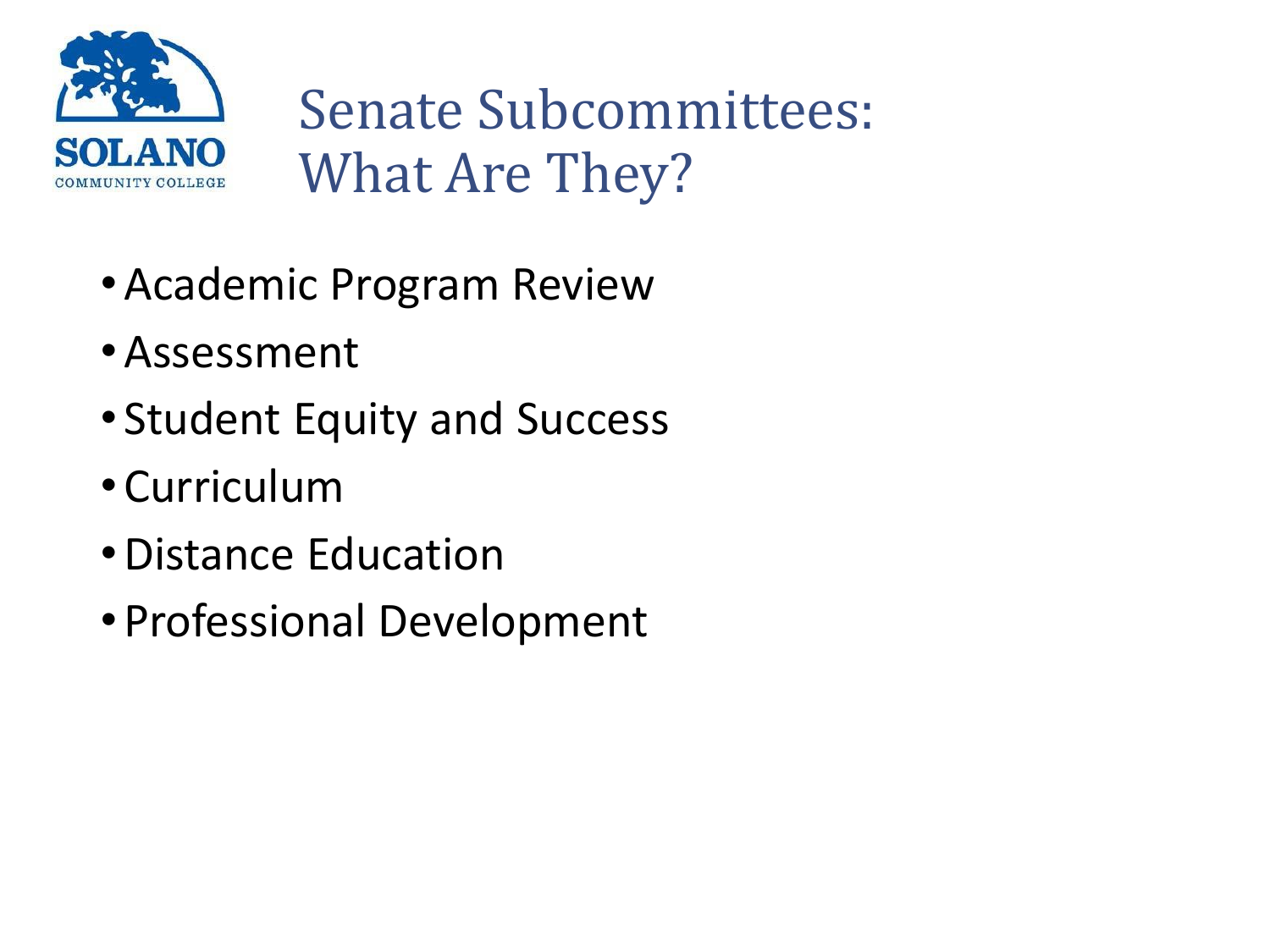# Senate Subcommittees: What Are They?

- Academic Program Review
- Assessment
- Student Equity and Success
- Curriculum
- Distance Education
- Professional Development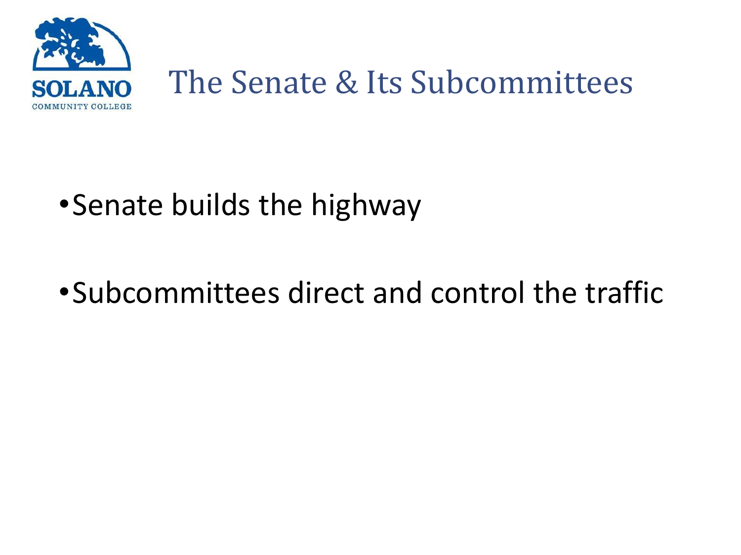# The Senate & Its Subcommittees

- Senate builds the highway
- Subcommittees direct and control the traffic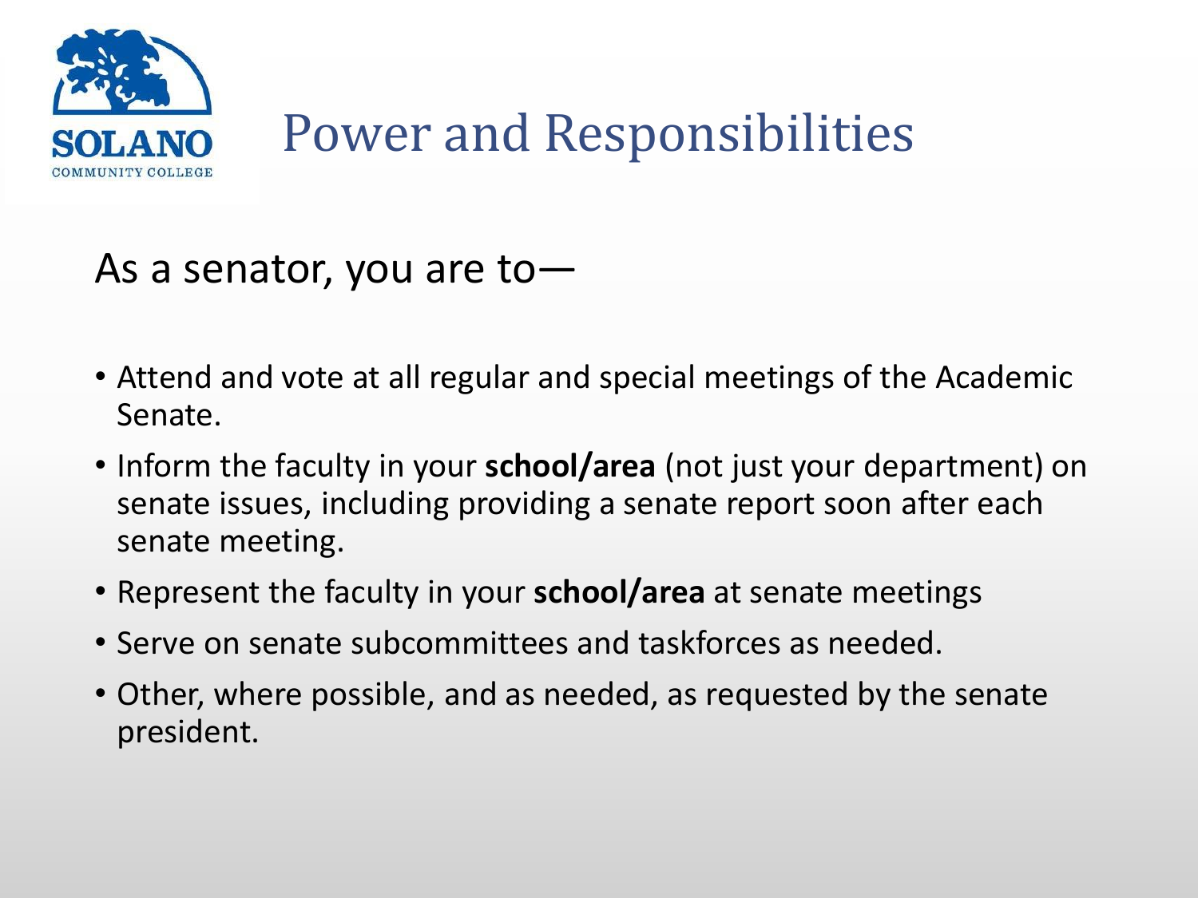# Power and Responsibilities

As a senator, you are to—

- Attend and vote at all regular and special meetings of the Academic Senate.
- Inform the faculty in your **school/area** (not just your department) on senate issues, including providing a senate report soon after each senate meeting.
- Represent the faculty in your **school/area** at senate meetings
- Serve on senate subcommittees and taskforces as needed.
- Other, where possible, and as needed, as requested by the senate president.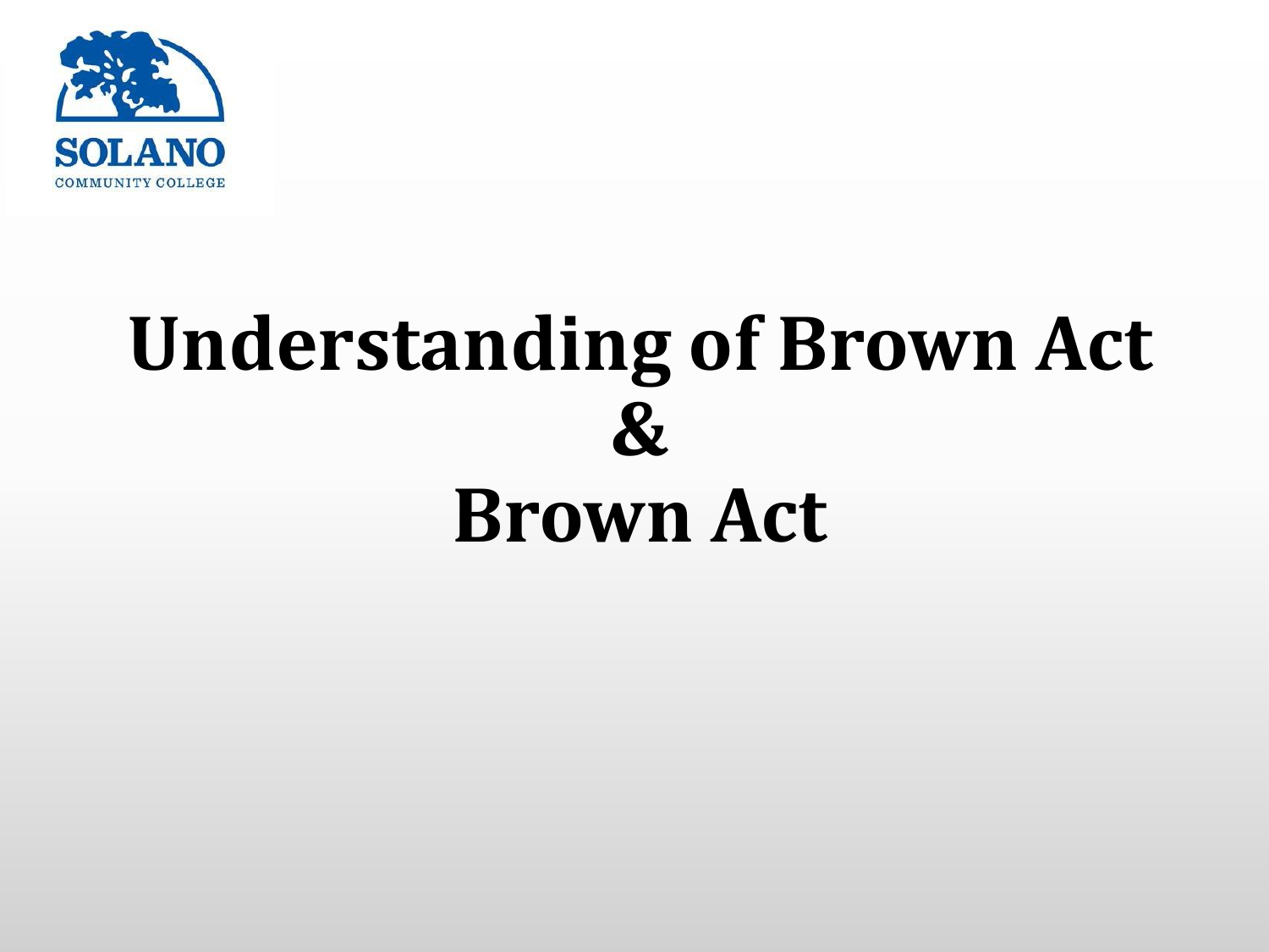SOLANO

COMMUNITY COLLEGE

# Understanding of Brown Act
# &
# Brown Act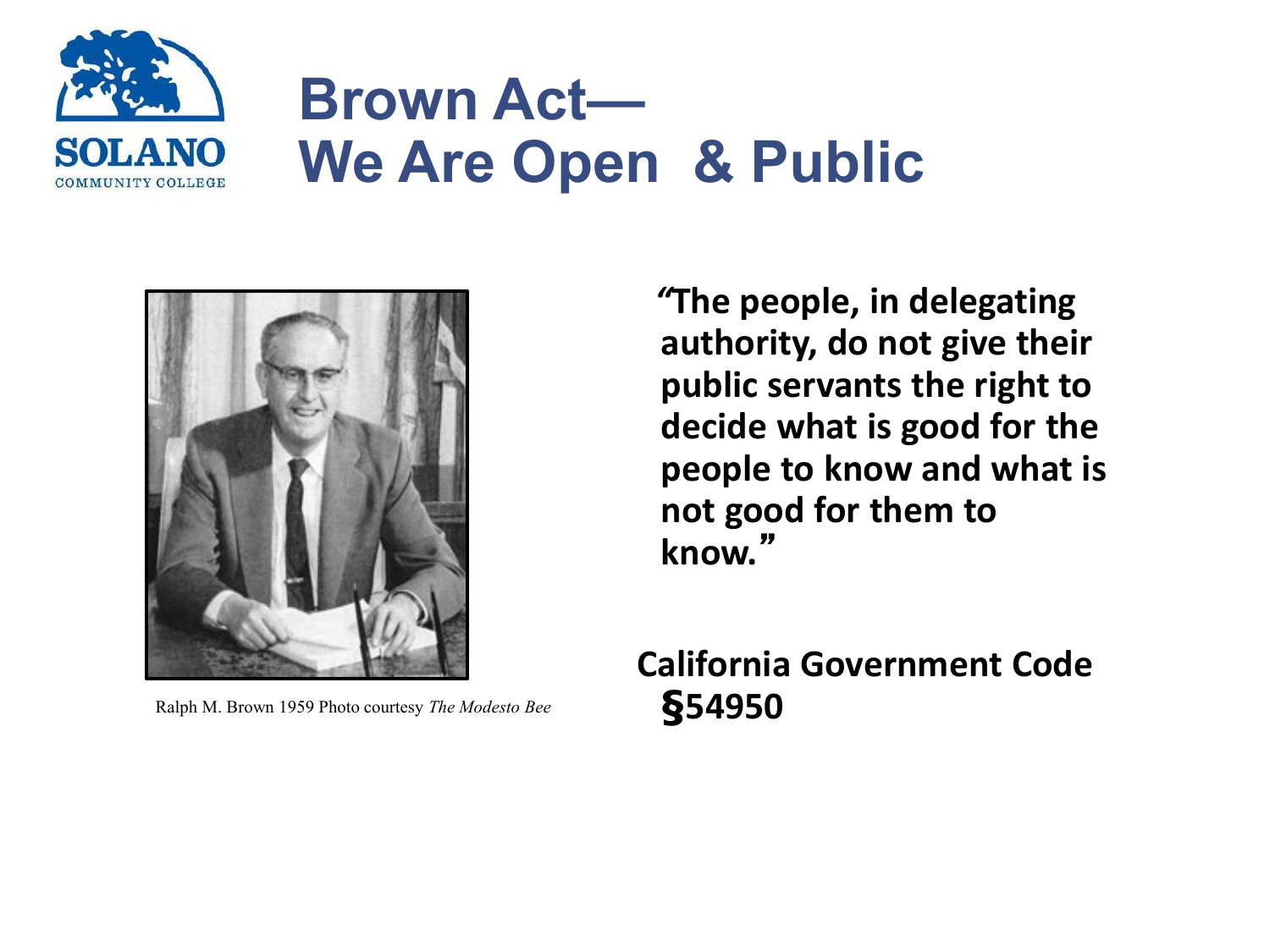# Brown Act—We Are Open & Public

Ralph M. Brown 1959 Photo courtesy *The Modesto Bee*

**"The people, in delegating authority, do not give their public servants the right to decide what is good for the people to know and what is not good for them to know."**

**California Government Code §54950**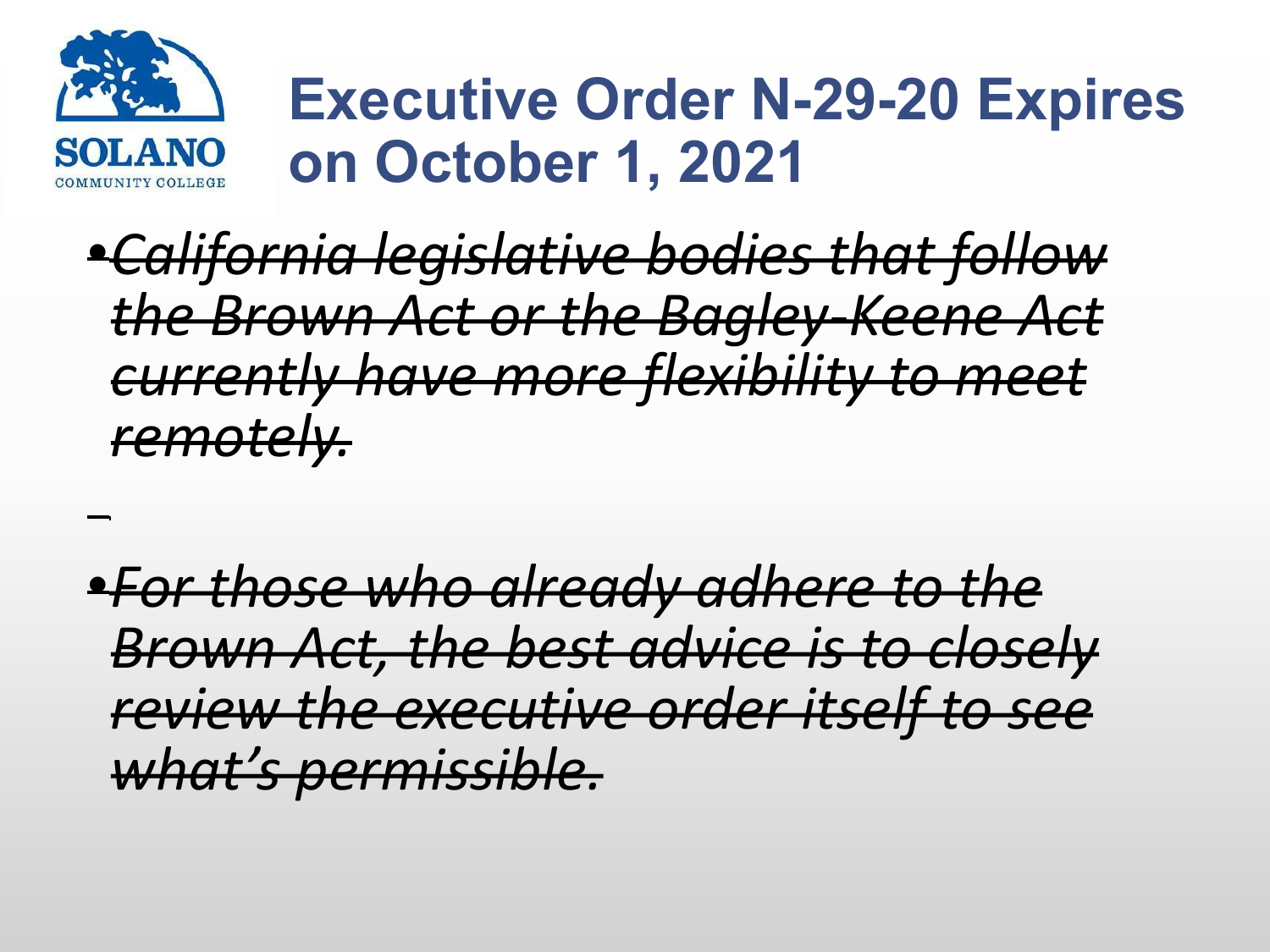# Executive Order N-29-20 Expires on October 1, 2021

- ~~*California legislative bodies that follow the Brown Act or the Bagley-Keene Act currently have more flexibility to meet remotely.*~~

- ~~*For those who already adhere to the Brown Act, the best advice is to closely review the executive order itself to see what's permissible.*~~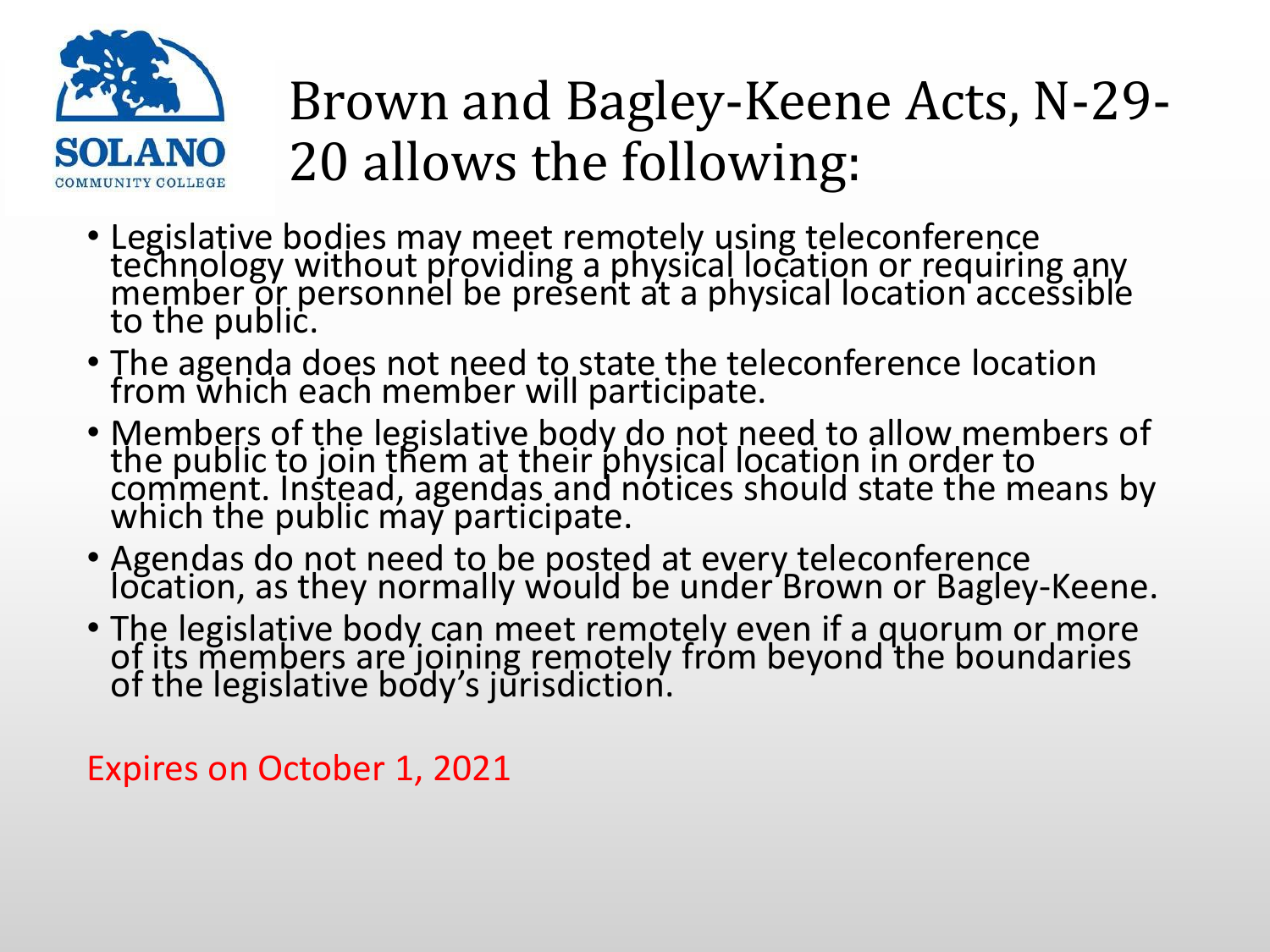# Brown and Bagley-Keene Acts, N-29-20 allows the following:

- Legislative bodies may meet remotely using teleconference technology without providing a physical location or requiring any member or personnel be present at a physical location accessible to the public.
- The agenda does not need to state the teleconference location from which each member will participate.
- Members of the legislative body do not need to allow members of the public to join them at their physical location in order to comment. Instead, agendas and notices should state the means by which the public may participate.
- Agendas do not need to be posted at every teleconference location, as they normally would be under Brown or Bagley-Keene.
- The legislative body can meet remotely even if a quorum or more of its members are joining remotely from beyond the boundaries of the legislative body's jurisdiction.

Expires on October 1, 2021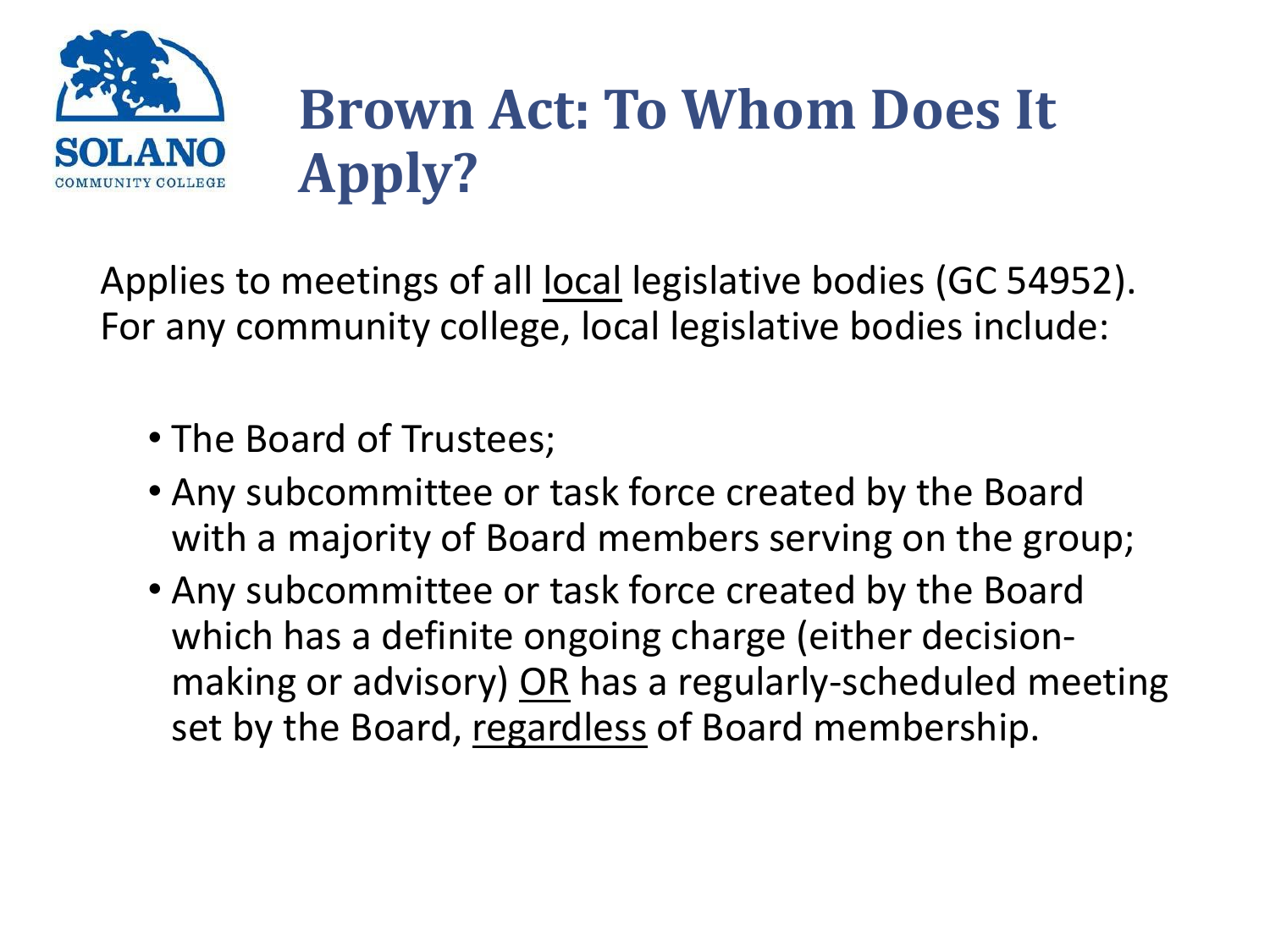# Brown Act: To Whom Does It Apply?

Applies to meetings of all <u>local</u> legislative bodies (GC 54952). For any community college, local legislative bodies include:

- The Board of Trustees;
- Any subcommittee or task force created by the Board with a majority of Board members serving on the group;
- Any subcommittee or task force created by the Board which has a definite ongoing charge (either decision-making or advisory) <u>OR</u> has a regularly-scheduled meeting set by the Board, <u>regardless</u> of Board membership.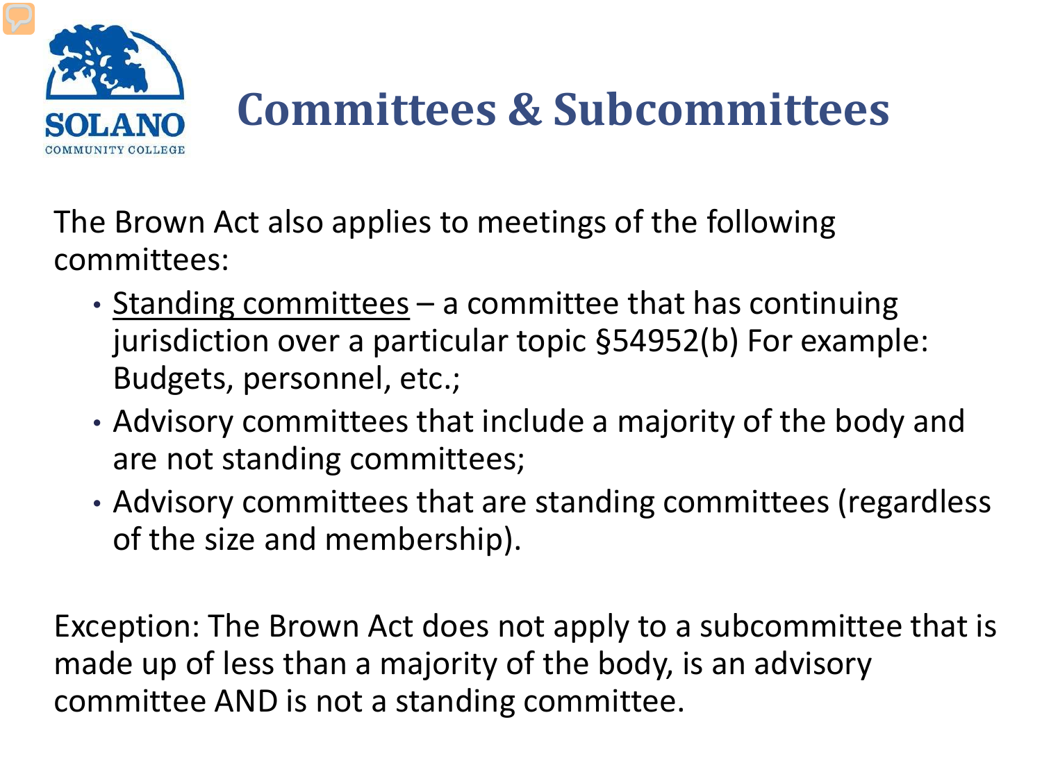# Committees & Subcommittees

The Brown Act also applies to meetings of the following committees:

- Standing committees – a committee that has continuing jurisdiction over a particular topic §54952(b) For example: Budgets, personnel, etc.;
- Advisory committees that include a majority of the body and are not standing committees;
- Advisory committees that are standing committees (regardless of the size and membership).

Exception: The Brown Act does not apply to a subcommittee that is made up of less than a majority of the body, is an advisory committee AND is not a standing committee.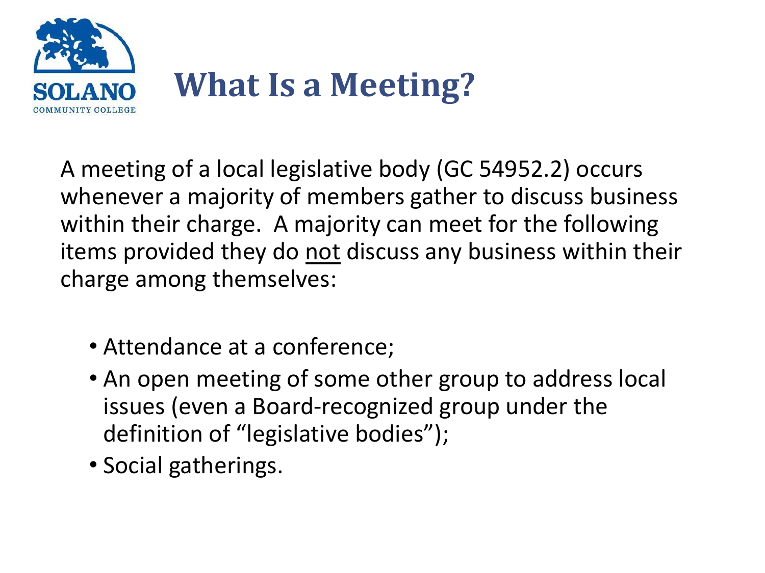# What Is a Meeting?

A meeting of a local legislative body (GC 54952.2) occurs whenever a majority of members gather to discuss business within their charge. A majority can meet for the following items provided they do <u>not</u> discuss any business within their charge among themselves:

- Attendance at a conference;
- An open meeting of some other group to address local issues (even a Board-recognized group under the definition of "legislative bodies");
- Social gatherings.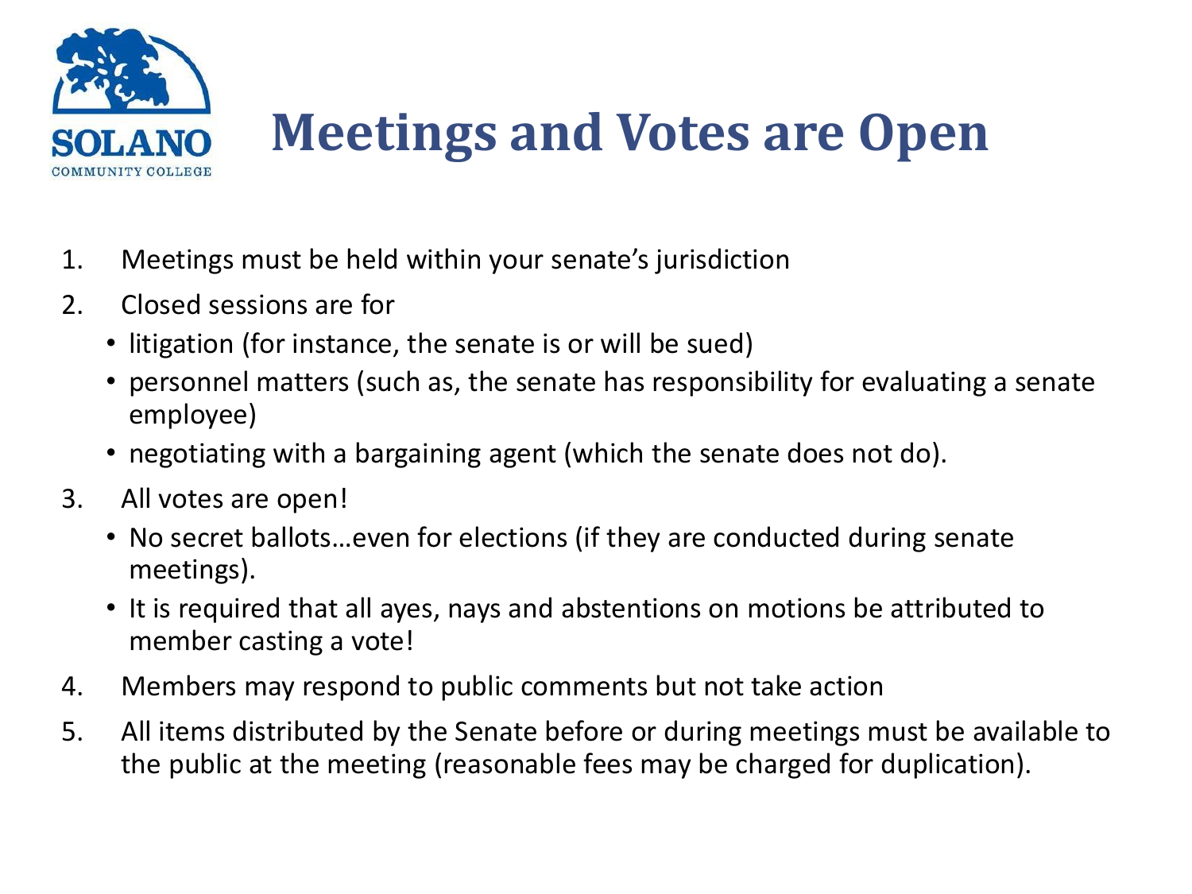# Meetings and Votes are Open

1. Meetings must be held within your senate's jurisdiction
2. Closed sessions are for
   - litigation (for instance, the senate is or will be sued)
   - personnel matters (such as, the senate has responsibility for evaluating a senate employee)
   - negotiating with a bargaining agent (which the senate does not do).
3. All votes are open!
   - No secret ballots…even for elections (if they are conducted during senate meetings).
   - It is required that all ayes, nays and abstentions on motions be attributed to member casting a vote!
4. Members may respond to public comments but not take action
5. All items distributed by the Senate before or during meetings must be available to the public at the meeting (reasonable fees may be charged for duplication).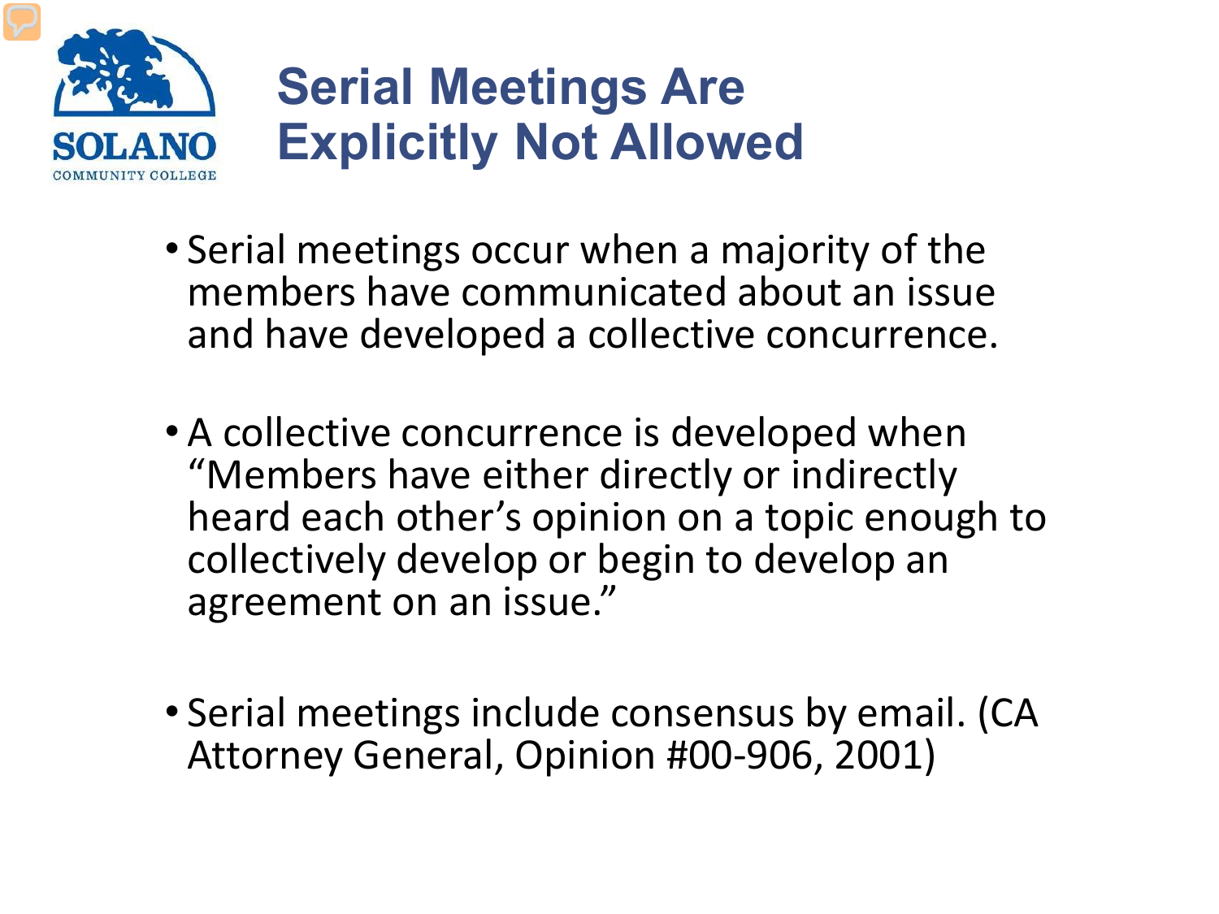# Serial Meetings Are Explicitly Not Allowed

- Serial meetings occur when a majority of the members have communicated about an issue and have developed a collective concurrence.
- A collective concurrence is developed when "Members have either directly or indirectly heard each other's opinion on a topic enough to collectively develop or begin to develop an agreement on an issue."
- Serial meetings include consensus by email. (CA Attorney General, Opinion #00-906, 2001)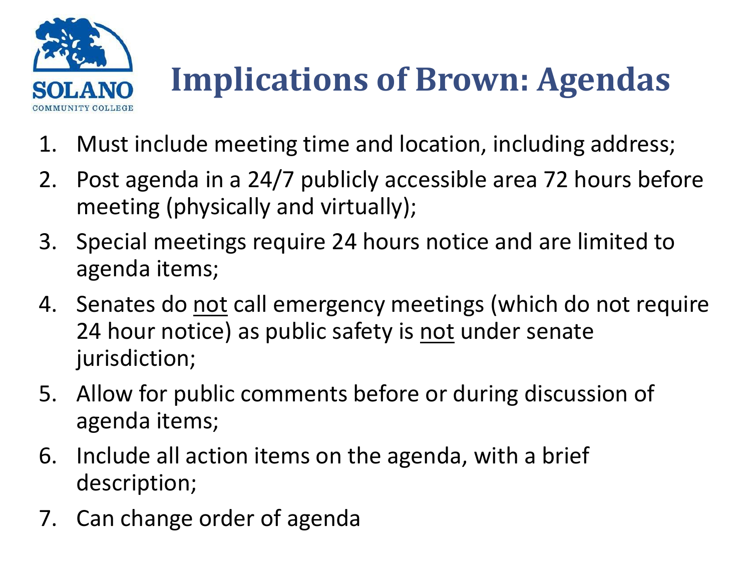# Implications of Brown: Agendas

1. Must include meeting time and location, including address;
2. Post agenda in a 24/7 publicly accessible area 72 hours before meeting (physically and virtually);
3. Special meetings require 24 hours notice and are limited to agenda items;
4. Senates do <u>not</u> call emergency meetings (which do not require 24 hour notice) as public safety is <u>not</u> under senate jurisdiction;
5. Allow for public comments before or during discussion of agenda items;
6. Include all action items on the agenda, with a brief description;
7. Can change order of agenda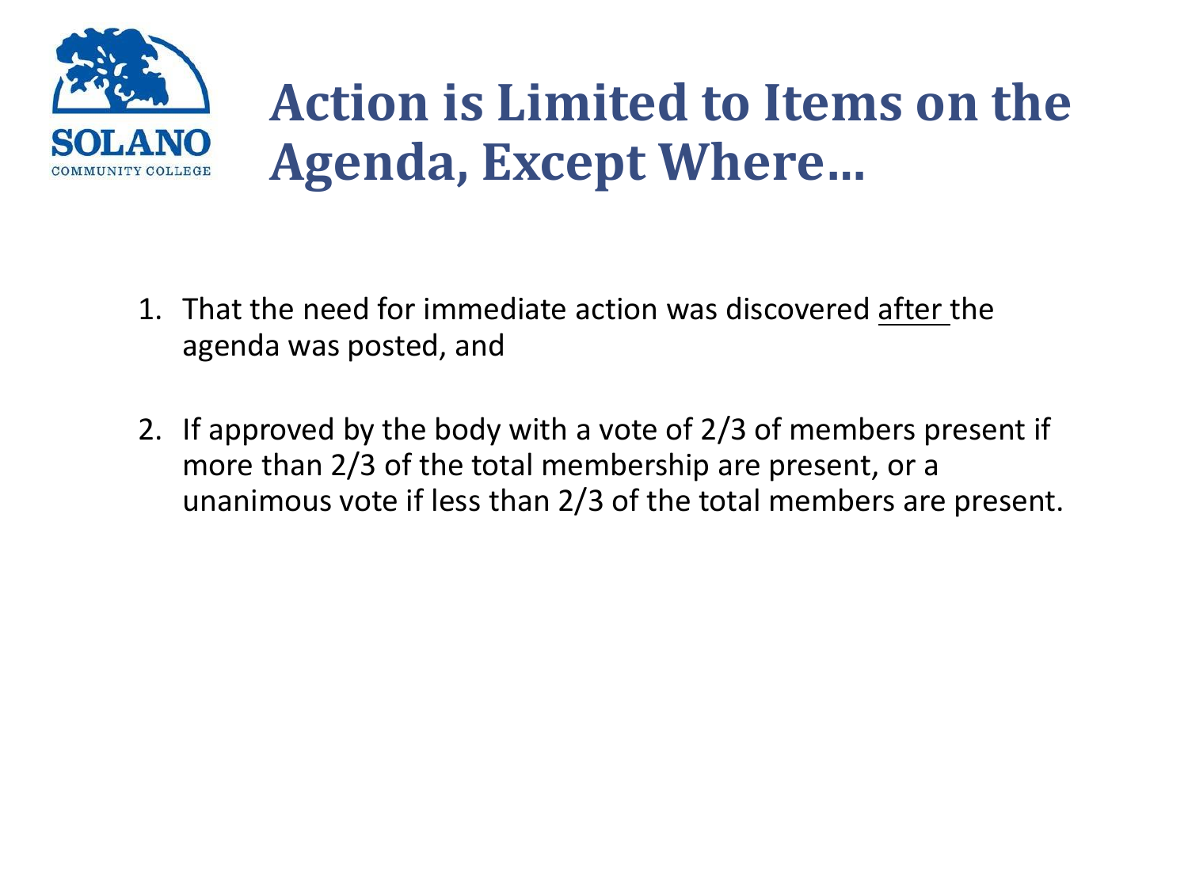# Action is Limited to Items on the Agenda, Except Where…

1. That the need for immediate action was discovered <u>after</u> the agenda was posted, and

2. If approved by the body with a vote of 2/3 of members present if more than 2/3 of the total membership are present, or a unanimous vote if less than 2/3 of the total members are present.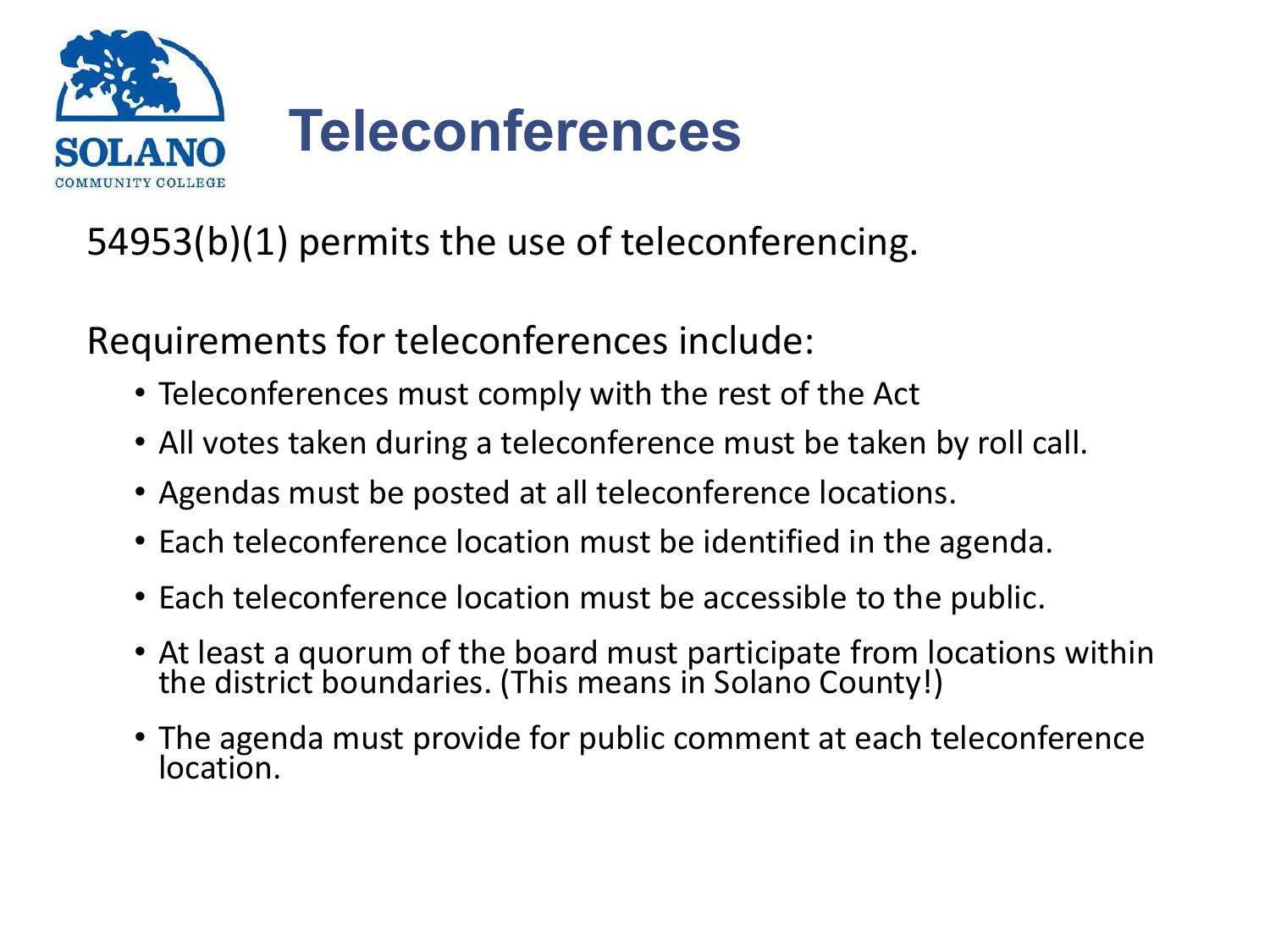# Teleconferences

54953(b)(1) permits the use of teleconferencing.

Requirements for teleconferences include:

- Teleconferences must comply with the rest of the Act
- All votes taken during a teleconference must be taken by roll call.
- Agendas must be posted at all teleconference locations.
- Each teleconference location must be identified in the agenda.
- Each teleconference location must be accessible to the public.
- At least a quorum of the board must participate from locations within the district boundaries. (This means in Solano County!)
- The agenda must provide for public comment at each teleconference location.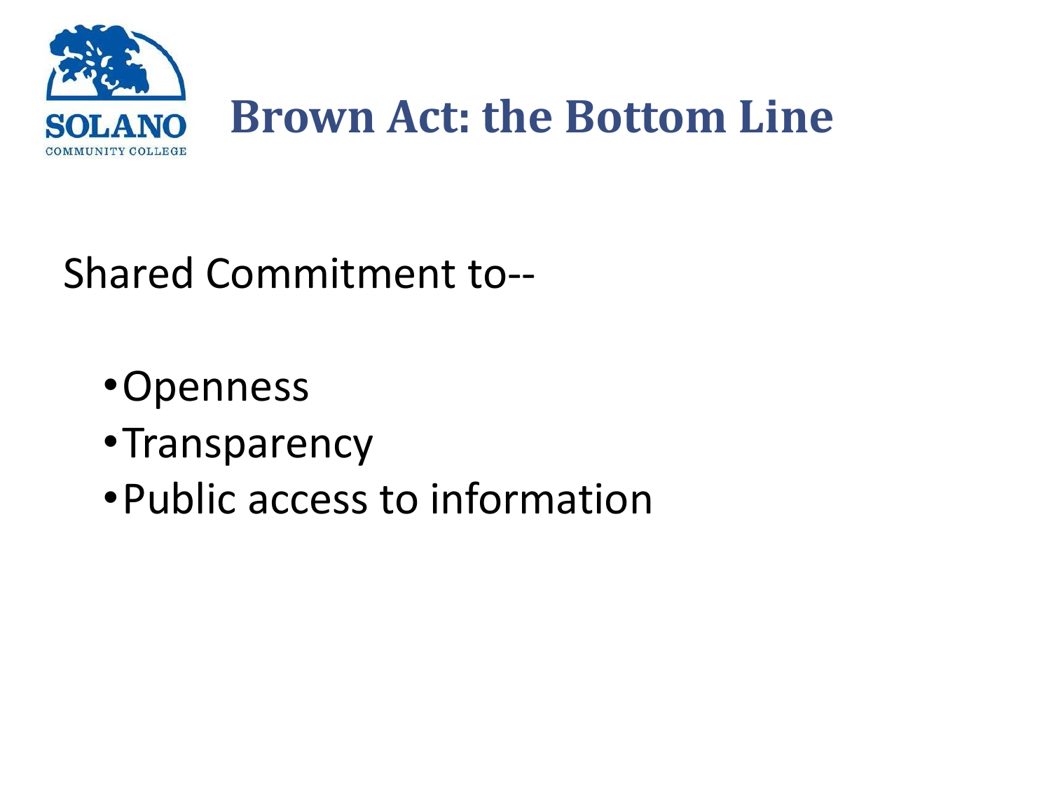# Brown Act: the Bottom Line

Shared Commitment to--

- Openness
- Transparency
- Public access to information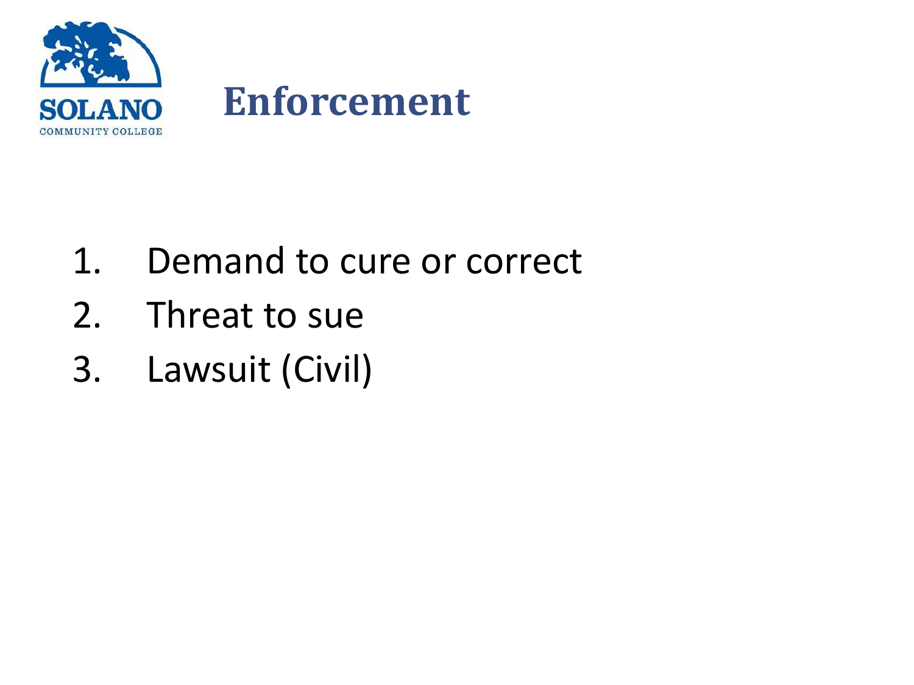# Enforcement

1. Demand to cure or correct
2. Threat to sue
3. Lawsuit (Civil)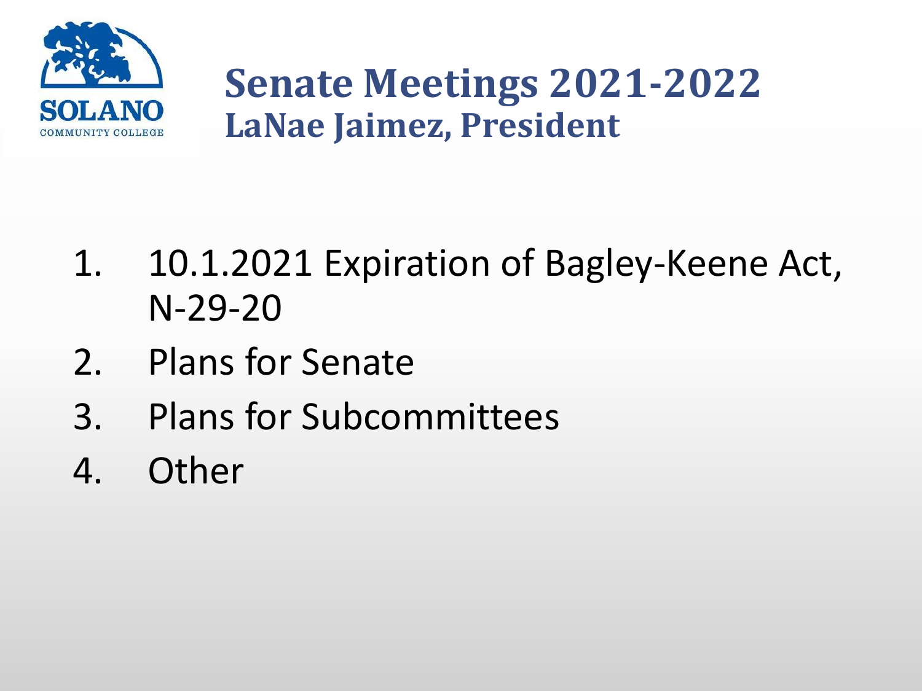SOLANO
COMMUNITY COLLEGE

# Senate Meetings 2021-2022

## LaNae Jaimez, President

1. 10.1.2021 Expiration of Bagley-Keene Act, N-29-20
2. Plans for Senate
3. Plans for Subcommittees
4. Other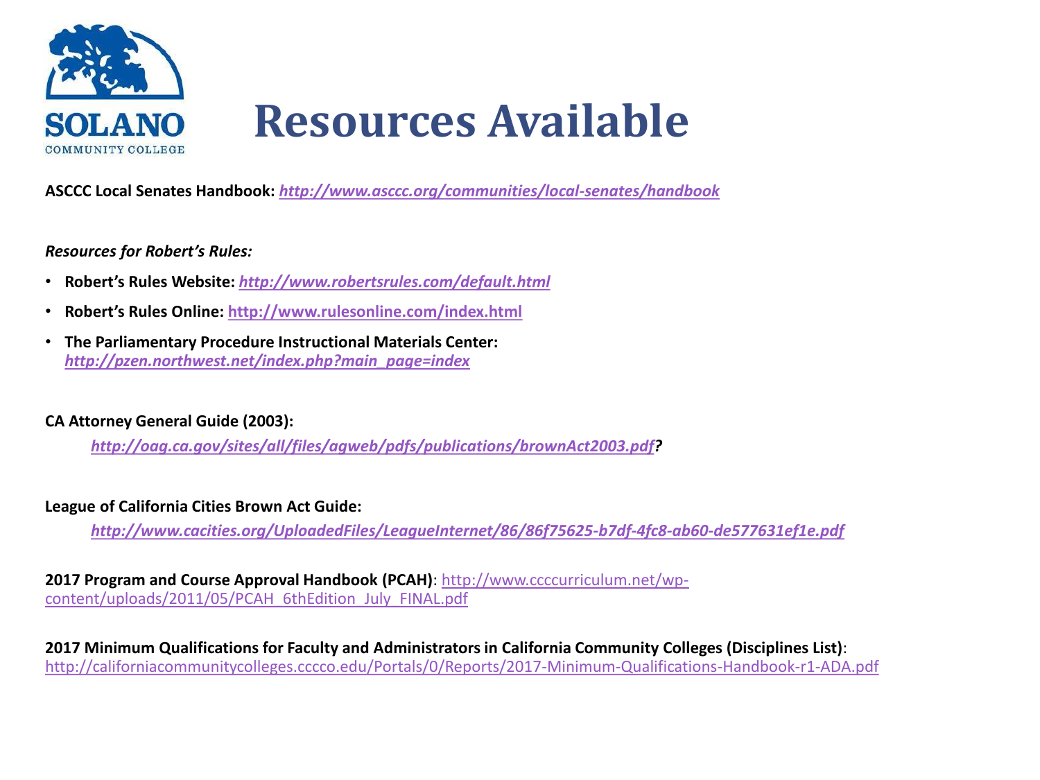# Resources Available

**ASCCC Local Senates Handbook:** ***http://www.asccc.org/communities/local-senates/handbook***

***Resources for Robert's Rules:***

- **Robert's Rules Website:** ***http://www.robertsrules.com/default.html***
- **Robert's Rules Online: http://www.rulesonline.com/index.html**
- **The Parliamentary Procedure Instructional Materials Center:** ***http://pzen.northwest.net/index.php?main_page=index***

**CA Attorney General Guide (2003):**

***http://oag.ca.gov/sites/all/files/agweb/pdfs/publications/brownAct2003.pdf?***

**League of California Cities Brown Act Guide:**

***http://www.cacities.org/UploadedFiles/LeagueInternet/86/86f75625-b7df-4fc8-ab60-de577631ef1e.pdf***

**2017 Program and Course Approval Handbook (PCAH)**: http://www.ccccurriculum.net/wp-content/uploads/2011/05/PCAH_6thEdition_July_FINAL.pdf

**2017 Minimum Qualifications for Faculty and Administrators in California Community Colleges (Disciplines List)**: http://californiacommunitycolleges.cccco.edu/Portals/0/Reports/2017-Minimum-Qualifications-Handbook-r1-ADA.pdf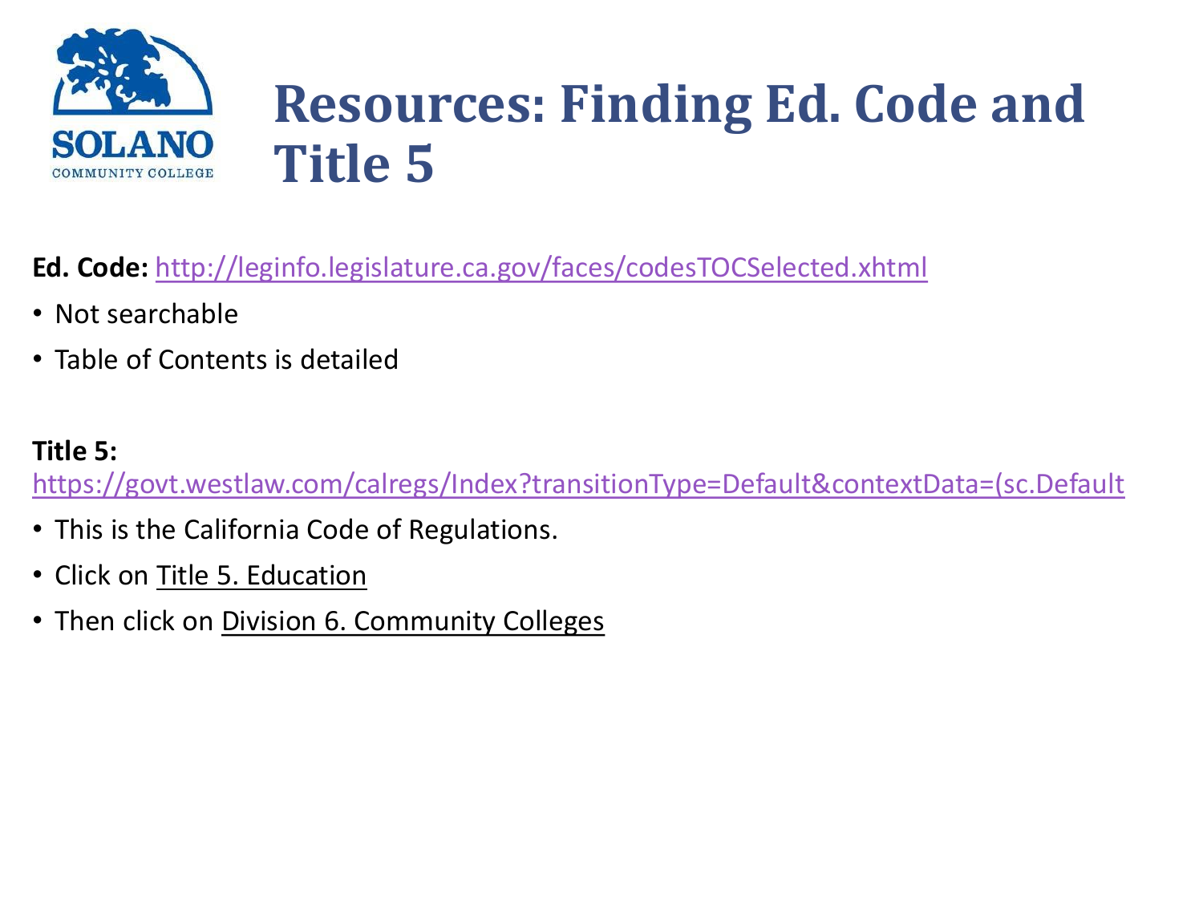# Resources: Finding Ed. Code and Title 5

**Ed. Code:** http://leginfo.legislature.ca.gov/faces/codesTOCSelected.xhtml

- Not searchable
- Table of Contents is detailed

**Title 5:**
https://govt.westlaw.com/calregs/Index?transitionType=Default&contextData=(sc.Default

- This is the California Code of Regulations.
- Click on Title 5. Education
- Then click on Division 6. Community Colleges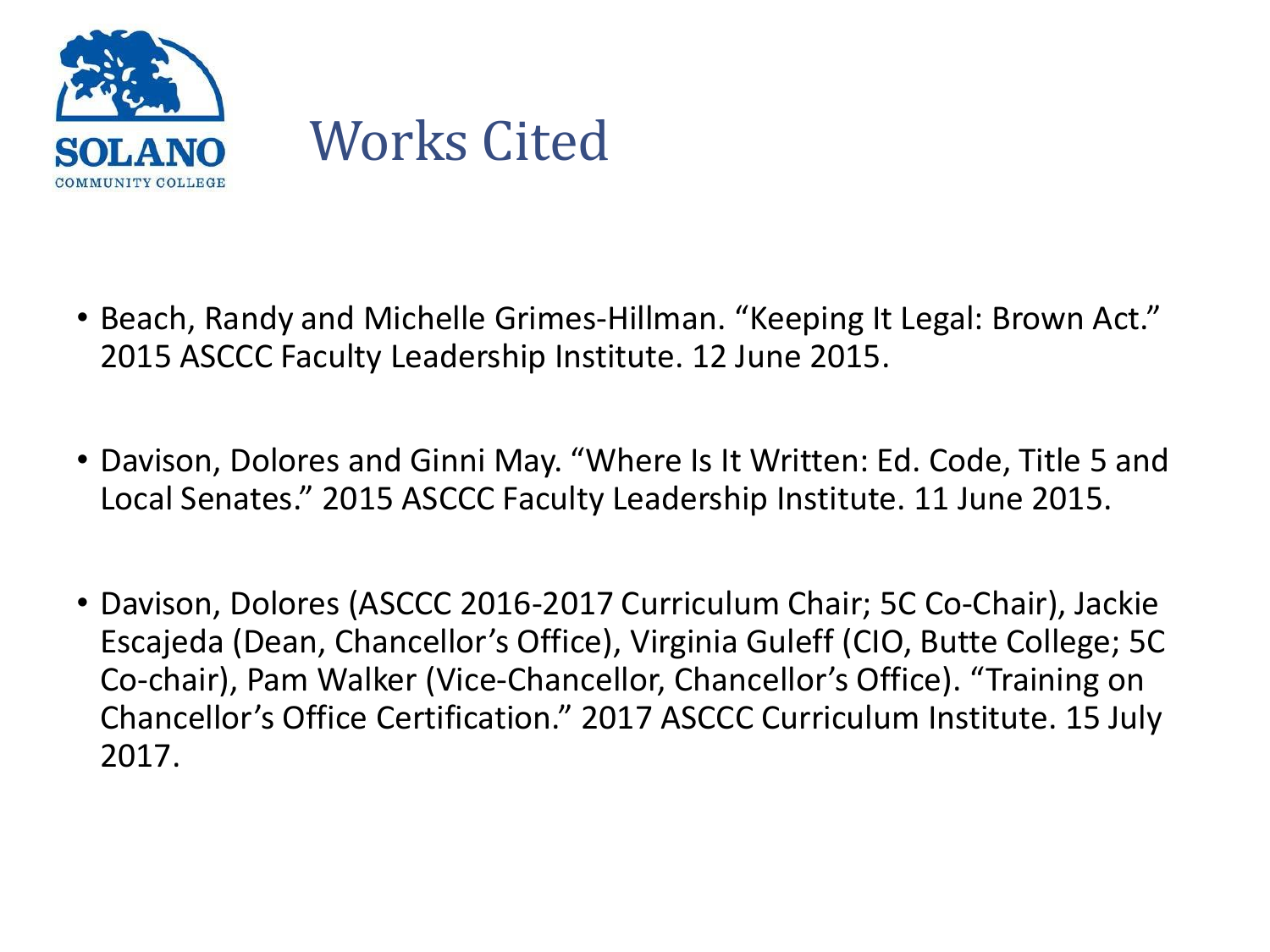# Works Cited

- Beach, Randy and Michelle Grimes-Hillman. "Keeping It Legal: Brown Act." 2015 ASCCC Faculty Leadership Institute. 12 June 2015.

- Davison, Dolores and Ginni May. "Where Is It Written: Ed. Code, Title 5 and Local Senates." 2015 ASCCC Faculty Leadership Institute. 11 June 2015.

- Davison, Dolores (ASCCC 2016-2017 Curriculum Chair; 5C Co-Chair), Jackie Escajeda (Dean, Chancellor's Office), Virginia Guleff (CIO, Butte College; 5C Co-chair), Pam Walker (Vice-Chancellor, Chancellor's Office). "Training on Chancellor's Office Certification." 2017 ASCCC Curriculum Institute. 15 July 2017.